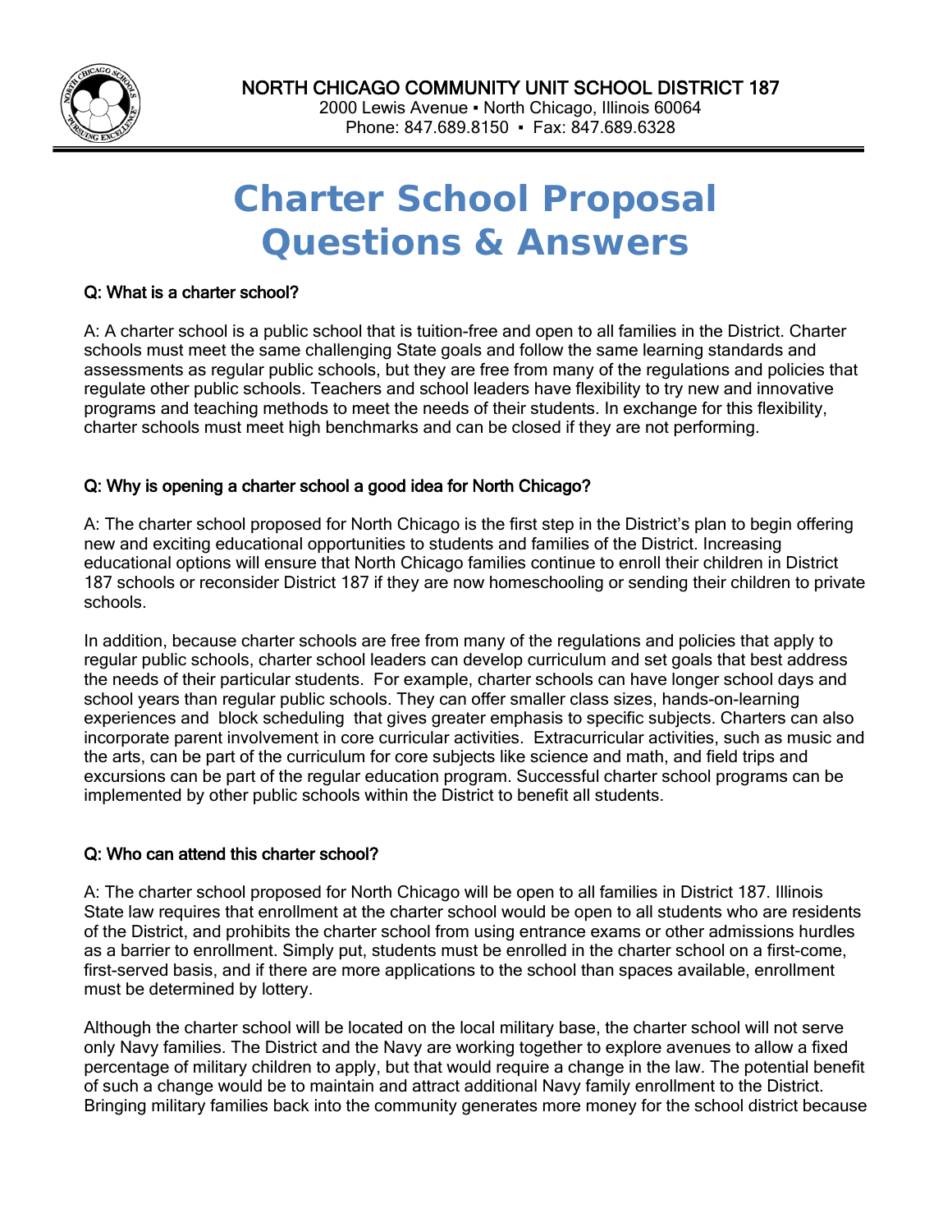NORTH CHICAGO COMMUNITY UNIT SCHOOL DISTRICT 187

2000 Lewis Avenue ▪ North Chicago, Illinois 60064
Phone: 847.689.8150 ▪ Fax: 847.689.6328

# Charter School Proposal Questions & Answers

**Q: What is a charter school?**

A: A charter school is a public school that is tuition-free and open to all families in the District. Charter schools must meet the same challenging State goals and follow the same learning standards and assessments as regular public schools, but they are free from many of the regulations and policies that regulate other public schools. Teachers and school leaders have flexibility to try new and innovative programs and teaching methods to meet the needs of their students. In exchange for this flexibility, charter schools must meet high benchmarks and can be closed if they are not performing.

**Q: Why is opening a charter school a good idea for North Chicago?**

A: The charter school proposed for North Chicago is the first step in the District's plan to begin offering new and exciting educational opportunities to students and families of the District. Increasing educational options will ensure that North Chicago families continue to enroll their children in District 187 schools or reconsider District 187 if they are now homeschooling or sending their children to private schools.

In addition, because charter schools are free from many of the regulations and policies that apply to regular public schools, charter school leaders can develop curriculum and set goals that best address the needs of their particular students. For example, charter schools can have longer school days and school years than regular public schools. They can offer smaller class sizes, hands-on-learning experiences and block scheduling that gives greater emphasis to specific subjects. Charters can also incorporate parent involvement in core curricular activities. Extracurricular activities, such as music and the arts, can be part of the curriculum for core subjects like science and math, and field trips and excursions can be part of the regular education program. Successful charter school programs can be implemented by other public schools within the District to benefit all students.

**Q: Who can attend this charter school?**

A: The charter school proposed for North Chicago will be open to all families in District 187. Illinois State law requires that enrollment at the charter school would be open to all students who are residents of the District, and prohibits the charter school from using entrance exams or other admissions hurdles as a barrier to enrollment. Simply put, students must be enrolled in the charter school on a first-come, first-served basis, and if there are more applications to the school than spaces available, enrollment must be determined by lottery.

Although the charter school will be located on the local military base, the charter school will not serve only Navy families. The District and the Navy are working together to explore avenues to allow a fixed percentage of military children to apply, but that would require a change in the law. The potential benefit of such a change would be to maintain and attract additional Navy family enrollment to the District. Bringing military families back into the community generates more money for the school district because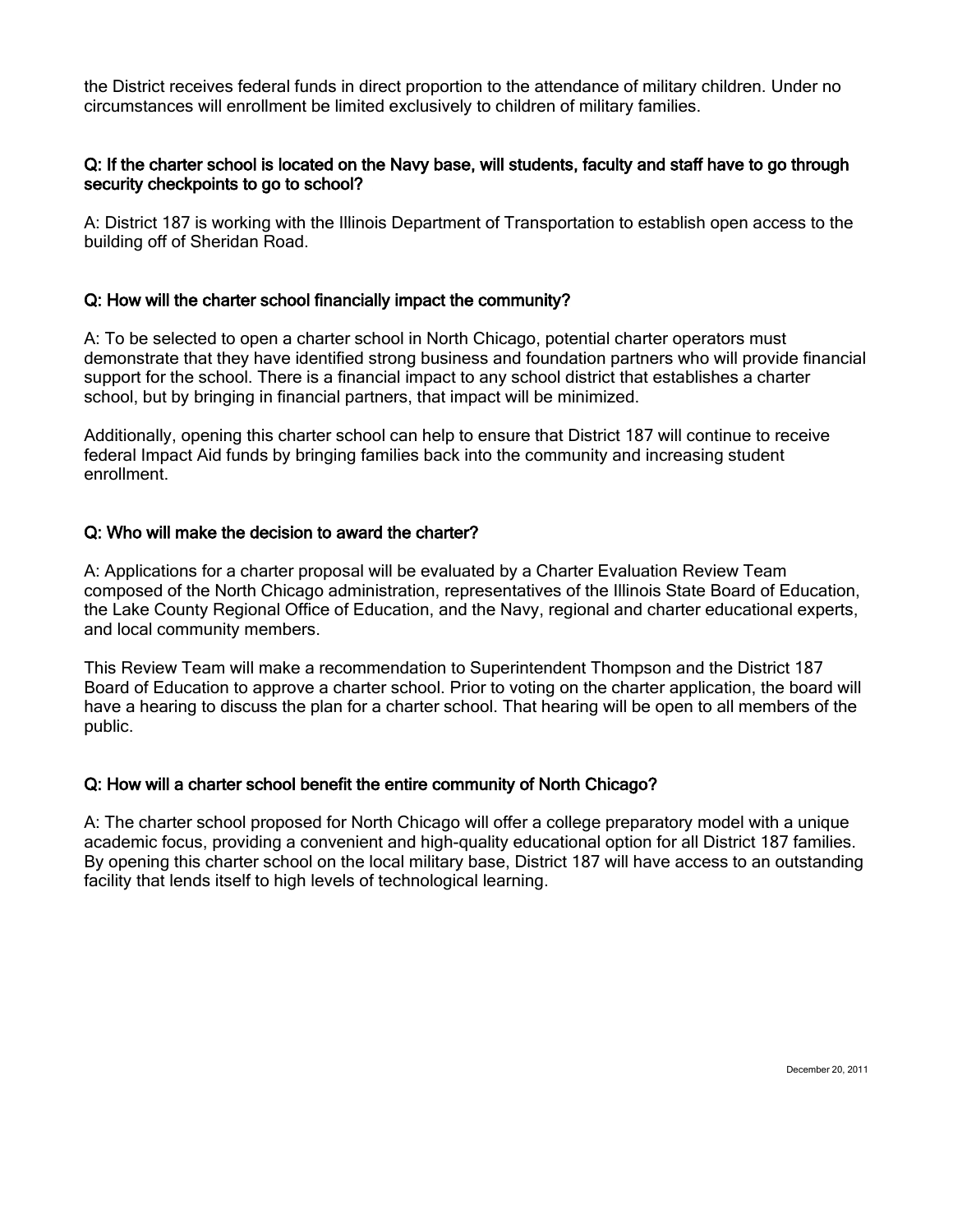the District receives federal funds in direct proportion to the attendance of military children. Under no circumstances will enrollment be limited exclusively to children of military families.

### Q: If the charter school is located on the Navy base, will students, faculty and staff have to go through security checkpoints to go to school?

A: District 187 is working with the Illinois Department of Transportation to establish open access to the building off of Sheridan Road.

### Q: How will the charter school financially impact the community?

A: To be selected to open a charter school in North Chicago, potential charter operators must demonstrate that they have identified strong business and foundation partners who will provide financial support for the school. There is a financial impact to any school district that establishes a charter school, but by bringing in financial partners, that impact will be minimized.

Additionally, opening this charter school can help to ensure that District 187 will continue to receive federal Impact Aid funds by bringing families back into the community and increasing student enrollment.

### Q: Who will make the decision to award the charter?

A: Applications for a charter proposal will be evaluated by a Charter Evaluation Review Team composed of the North Chicago administration, representatives of the Illinois State Board of Education, the Lake County Regional Office of Education, and the Navy, regional and charter educational experts, and local community members.

This Review Team will make a recommendation to Superintendent Thompson and the District 187 Board of Education to approve a charter school. Prior to voting on the charter application, the board will have a hearing to discuss the plan for a charter school. That hearing will be open to all members of the public.

### Q: How will a charter school benefit the entire community of North Chicago?

A: The charter school proposed for North Chicago will offer a college preparatory model with a unique academic focus, providing a convenient and high-quality educational option for all District 187 families. By opening this charter school on the local military base, District 187 will have access to an outstanding facility that lends itself to high levels of technological learning.

December 20, 2011